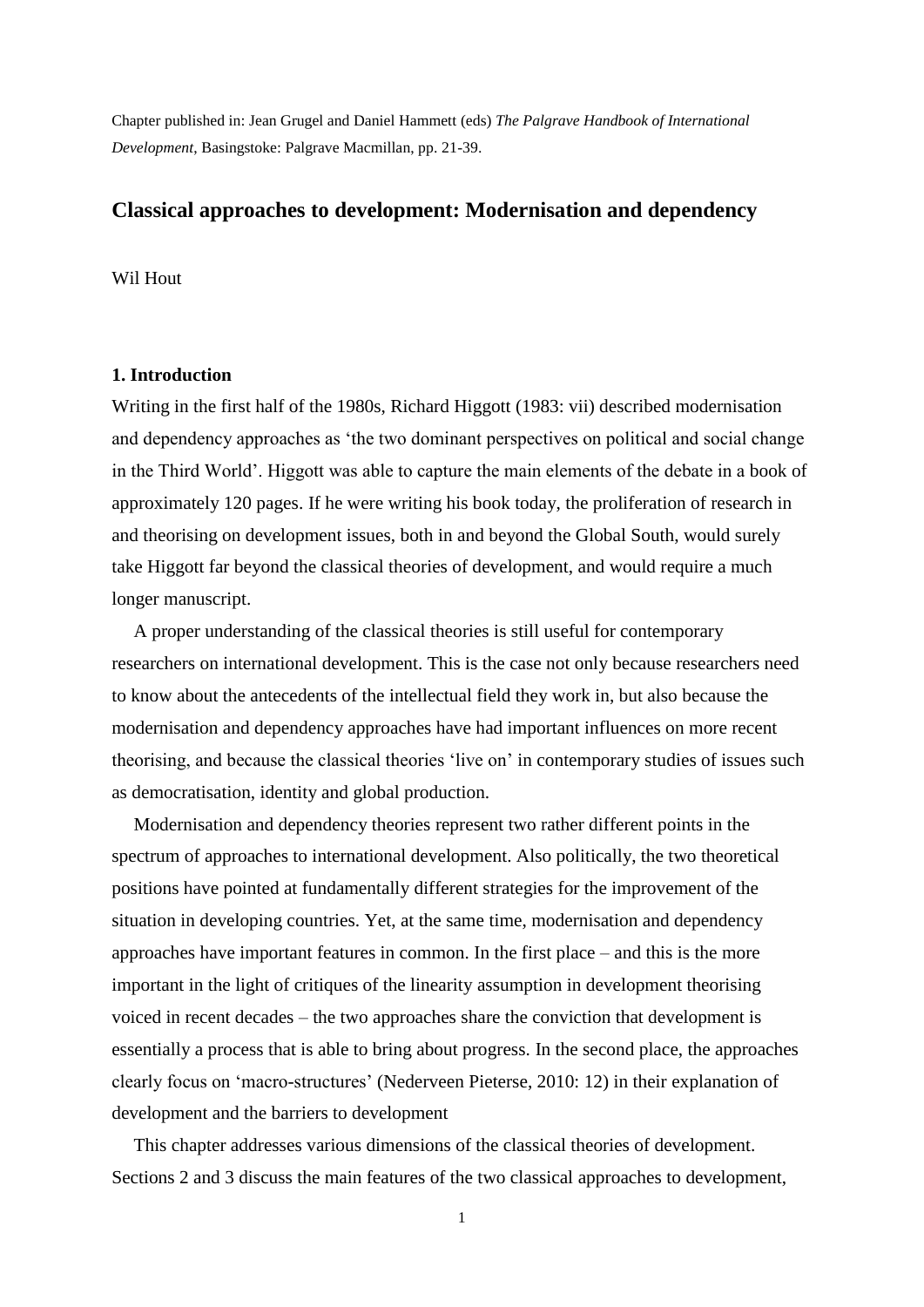Chapter published in: Jean Grugel and Daniel Hammett (eds) *The Palgrave Handbook of International Development*, Basingstoke: Palgrave Macmillan, pp. 21-39.

# Classical approaches to development: Modernisation and dependency

Wil Hout

## 1. Introduction

Writing in the first half of the 1980s, Richard Higgott (1983: vii) described modernisation and dependency approaches as 'the two dominant perspectives on political and social change in the Third World'. Higgott was able to capture the main elements of the debate in a book of approximately 120 pages. If he were writing his book today, the proliferation of research in and theorising on development issues, both in and beyond the Global South, would surely take Higgott far beyond the classical theories of development, and would require a much longer manuscript.

A proper understanding of the classical theories is still useful for contemporary researchers on international development. This is the case not only because researchers need to know about the antecedents of the intellectual field they work in, but also because the modernisation and dependency approaches have had important influences on more recent theorising, and because the classical theories 'live on' in contemporary studies of issues such as democratisation, identity and global production.

Modernisation and dependency theories represent two rather different points in the spectrum of approaches to international development. Also politically, the two theoretical positions have pointed at fundamentally different strategies for the improvement of the situation in developing countries. Yet, at the same time, modernisation and dependency approaches have important features in common. In the first place – and this is the more important in the light of critiques of the linearity assumption in development theorising voiced in recent decades – the two approaches share the conviction that development is essentially a process that is able to bring about progress. In the second place, the approaches clearly focus on 'macro-structures' (Nederveen Pieterse, 2010: 12) in their explanation of development and the barriers to development

This chapter addresses various dimensions of the classical theories of development. Sections 2 and 3 discuss the main features of the two classical approaches to development,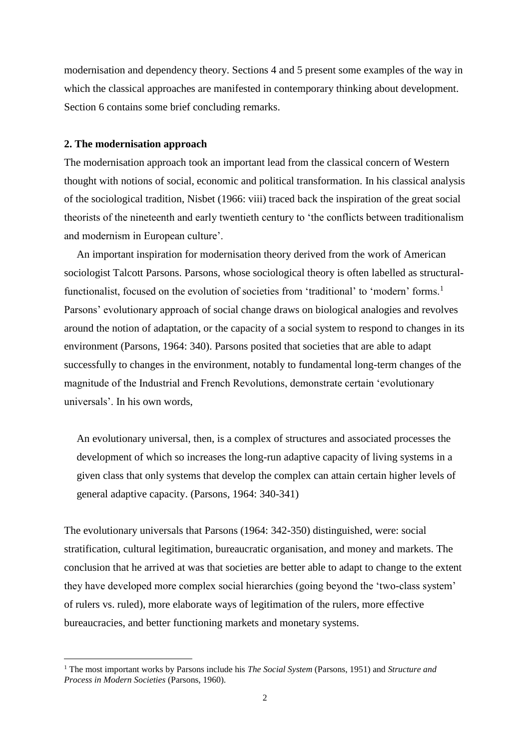modernisation and dependency theory. Sections 4 and 5 present some examples of the way in which the classical approaches are manifested in contemporary thinking about development. Section 6 contains some brief concluding remarks.

## 2. The modernisation approach

The modernisation approach took an important lead from the classical concern of Western thought with notions of social, economic and political transformation. In his classical analysis of the sociological tradition, Nisbet (1966: viii) traced back the inspiration of the great social theorists of the nineteenth and early twentieth century to 'the conflicts between traditionalism and modernism in European culture'.

An important inspiration for modernisation theory derived from the work of American sociologist Talcott Parsons. Parsons, whose sociological theory is often labelled as structural-functionalist, focused on the evolution of societies from 'traditional' to 'modern' forms.[1] Parsons' evolutionary approach of social change draws on biological analogies and revolves around the notion of adaptation, or the capacity of a social system to respond to changes in its environment (Parsons, 1964: 340). Parsons posited that societies that are able to adapt successfully to changes in the environment, notably to fundamental long-term changes of the magnitude of the Industrial and French Revolutions, demonstrate certain 'evolutionary universals'. In his own words,

> An evolutionary universal, then, is a complex of structures and associated processes the development of which so increases the long-run adaptive capacity of living systems in a given class that only systems that develop the complex can attain certain higher levels of general adaptive capacity. (Parsons, 1964: 340-341)

The evolutionary universals that Parsons (1964: 342-350) distinguished, were: social stratification, cultural legitimation, bureaucratic organisation, and money and markets. The conclusion that he arrived at was that societies are better able to adapt to change to the extent they have developed more complex social hierarchies (going beyond the 'two-class system' of rulers vs. ruled), more elaborate ways of legitimation of the rulers, more effective bureaucracies, and better functioning markets and monetary systems.

[1] The most important works by Parsons include his *The Social System* (Parsons, 1951) and *Structure and Process in Modern Societies* (Parsons, 1960).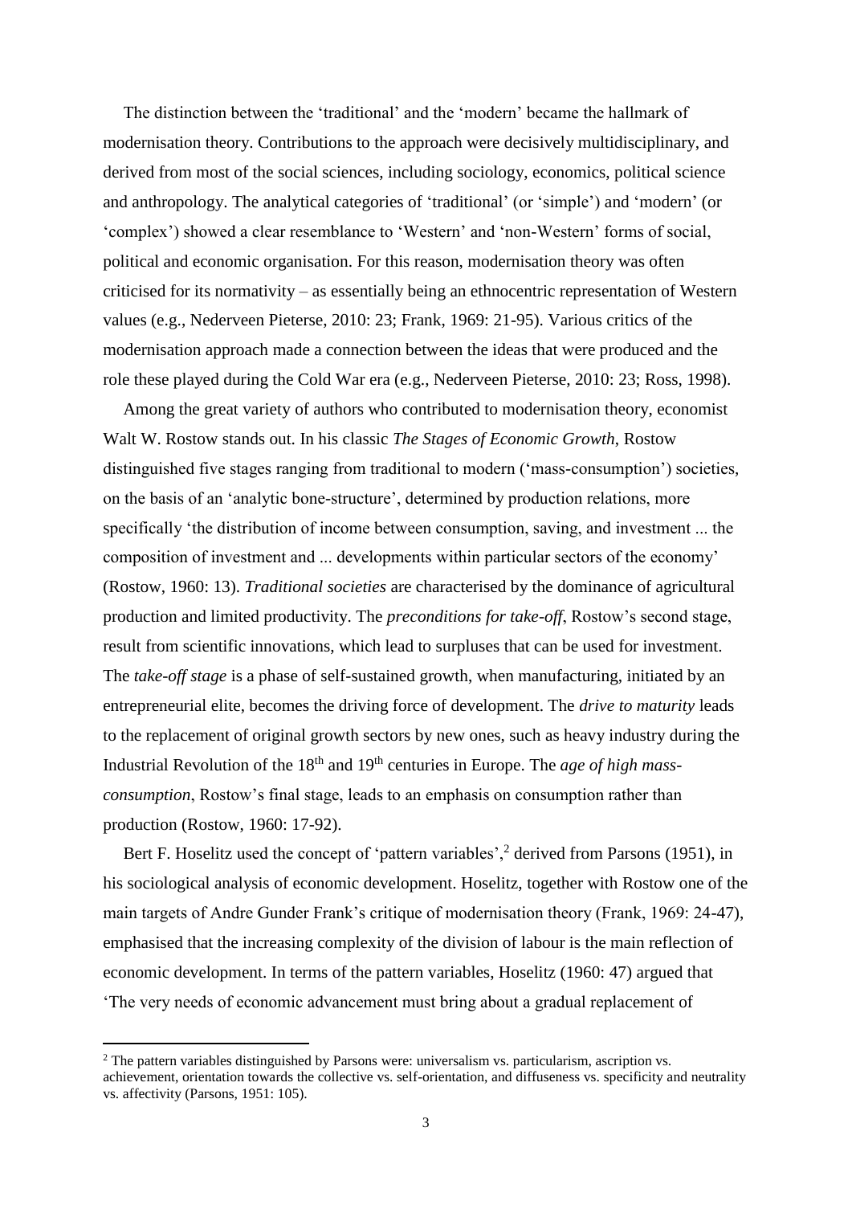The distinction between the 'traditional' and the 'modern' became the hallmark of modernisation theory. Contributions to the approach were decisively multidisciplinary, and derived from most of the social sciences, including sociology, economics, political science and anthropology. The analytical categories of 'traditional' (or 'simple') and 'modern' (or 'complex') showed a clear resemblance to 'Western' and 'non-Western' forms of social, political and economic organisation. For this reason, modernisation theory was often criticised for its normativity – as essentially being an ethnocentric representation of Western values (e.g., Nederveen Pieterse, 2010: 23; Frank, 1969: 21-95). Various critics of the modernisation approach made a connection between the ideas that were produced and the role these played during the Cold War era (e.g., Nederveen Pieterse, 2010: 23; Ross, 1998).

Among the great variety of authors who contributed to modernisation theory, economist Walt W. Rostow stands out. In his classic *The Stages of Economic Growth*, Rostow distinguished five stages ranging from traditional to modern ('mass-consumption') societies, on the basis of an 'analytic bone-structure', determined by production relations, more specifically 'the distribution of income between consumption, saving, and investment ... the composition of investment and ... developments within particular sectors of the economy' (Rostow, 1960: 13). *Traditional societies* are characterised by the dominance of agricultural production and limited productivity. The *preconditions for take-off*, Rostow's second stage, result from scientific innovations, which lead to surpluses that can be used for investment. The *take-off stage* is a phase of self-sustained growth, when manufacturing, initiated by an entrepreneurial elite, becomes the driving force of development. The *drive to maturity* leads to the replacement of original growth sectors by new ones, such as heavy industry during the Industrial Revolution of the 18th and 19th centuries in Europe. The *age of high mass-consumption*, Rostow's final stage, leads to an emphasis on consumption rather than production (Rostow, 1960: 17-92).

Bert F. Hoselitz used the concept of 'pattern variables',[2] derived from Parsons (1951), in his sociological analysis of economic development. Hoselitz, together with Rostow one of the main targets of Andre Gunder Frank's critique of modernisation theory (Frank, 1969: 24-47), emphasised that the increasing complexity of the division of labour is the main reflection of economic development. In terms of the pattern variables, Hoselitz (1960: 47) argued that 'The very needs of economic advancement must bring about a gradual replacement of

[2] The pattern variables distinguished by Parsons were: universalism vs. particularism, ascription vs. achievement, orientation towards the collective vs. self-orientation, and diffuseness vs. specificity and neutrality vs. affectivity (Parsons, 1951: 105).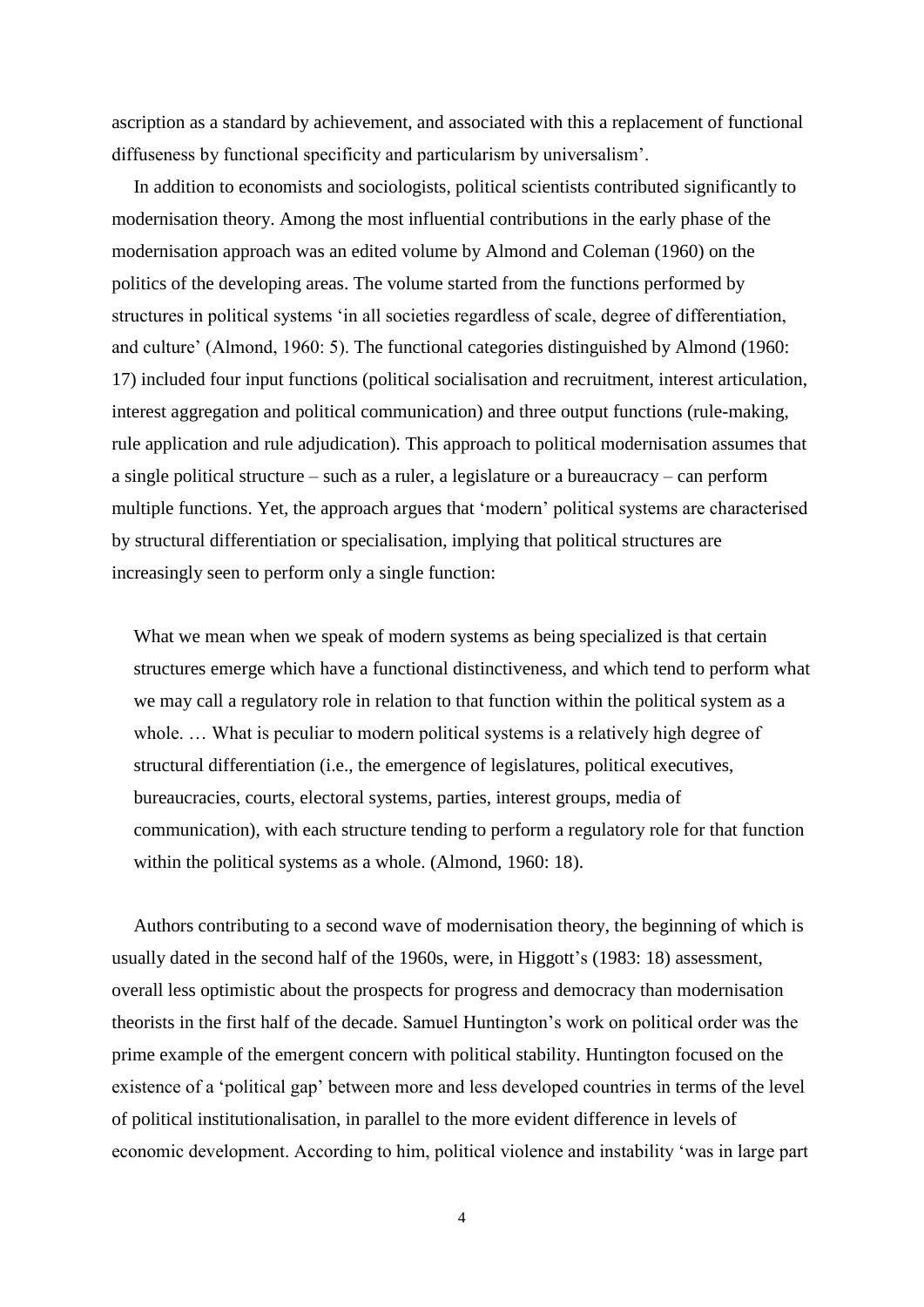ascription as a standard by achievement, and associated with this a replacement of functional diffuseness by functional specificity and particularism by universalism'.

In addition to economists and sociologists, political scientists contributed significantly to modernisation theory. Among the most influential contributions in the early phase of the modernisation approach was an edited volume by Almond and Coleman (1960) on the politics of the developing areas. The volume started from the functions performed by structures in political systems 'in all societies regardless of scale, degree of differentiation, and culture' (Almond, 1960: 5). The functional categories distinguished by Almond (1960: 17) included four input functions (political socialisation and recruitment, interest articulation, interest aggregation and political communication) and three output functions (rule-making, rule application and rule adjudication). This approach to political modernisation assumes that a single political structure – such as a ruler, a legislature or a bureaucracy – can perform multiple functions. Yet, the approach argues that 'modern' political systems are characterised by structural differentiation or specialisation, implying that political structures are increasingly seen to perform only a single function:

> What we mean when we speak of modern systems as being specialized is that certain structures emerge which have a functional distinctiveness, and which tend to perform what we may call a regulatory role in relation to that function within the political system as a whole. … What is peculiar to modern political systems is a relatively high degree of structural differentiation (i.e., the emergence of legislatures, political executives, bureaucracies, courts, electoral systems, parties, interest groups, media of communication), with each structure tending to perform a regulatory role for that function within the political systems as a whole. (Almond, 1960: 18).

Authors contributing to a second wave of modernisation theory, the beginning of which is usually dated in the second half of the 1960s, were, in Higgott's (1983: 18) assessment, overall less optimistic about the prospects for progress and democracy than modernisation theorists in the first half of the decade. Samuel Huntington's work on political order was the prime example of the emergent concern with political stability. Huntington focused on the existence of a 'political gap' between more and less developed countries in terms of the level of political institutionalisation, in parallel to the more evident difference in levels of economic development. According to him, political violence and instability 'was in large part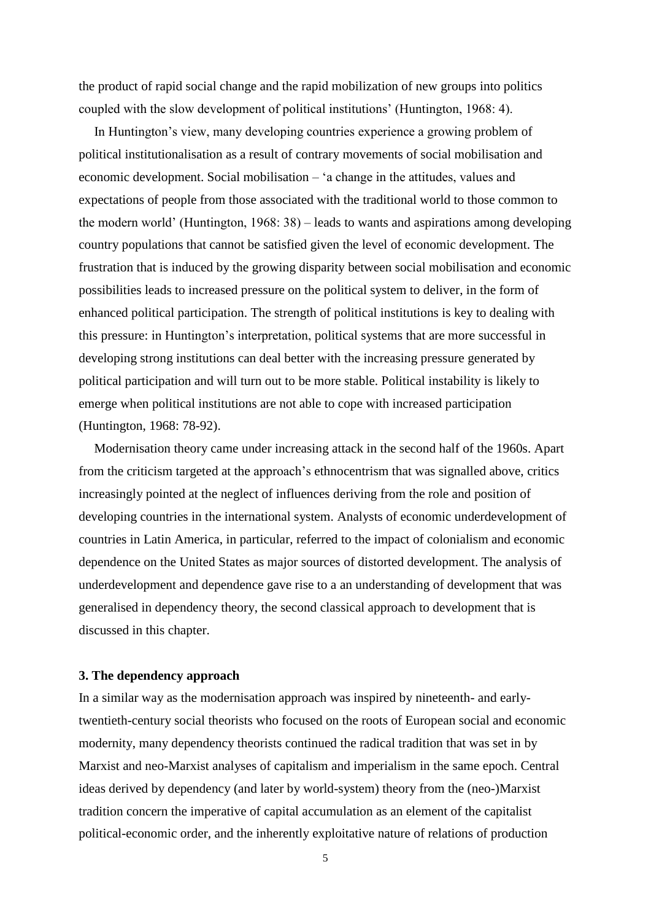the product of rapid social change and the rapid mobilization of new groups into politics coupled with the slow development of political institutions' (Huntington, 1968: 4).

In Huntington's view, many developing countries experience a growing problem of political institutionalisation as a result of contrary movements of social mobilisation and economic development. Social mobilisation – 'a change in the attitudes, values and expectations of people from those associated with the traditional world to those common to the modern world' (Huntington, 1968: 38) – leads to wants and aspirations among developing country populations that cannot be satisfied given the level of economic development. The frustration that is induced by the growing disparity between social mobilisation and economic possibilities leads to increased pressure on the political system to deliver, in the form of enhanced political participation. The strength of political institutions is key to dealing with this pressure: in Huntington's interpretation, political systems that are more successful in developing strong institutions can deal better with the increasing pressure generated by political participation and will turn out to be more stable. Political instability is likely to emerge when political institutions are not able to cope with increased participation (Huntington, 1968: 78-92).

Modernisation theory came under increasing attack in the second half of the 1960s. Apart from the criticism targeted at the approach's ethnocentrism that was signalled above, critics increasingly pointed at the neglect of influences deriving from the role and position of developing countries in the international system. Analysts of economic underdevelopment of countries in Latin America, in particular, referred to the impact of colonialism and economic dependence on the United States as major sources of distorted development. The analysis of underdevelopment and dependence gave rise to a an understanding of development that was generalised in dependency theory, the second classical approach to development that is discussed in this chapter.

### 3. The dependency approach

In a similar way as the modernisation approach was inspired by nineteenth- and early-twentieth-century social theorists who focused on the roots of European social and economic modernity, many dependency theorists continued the radical tradition that was set in by Marxist and neo-Marxist analyses of capitalism and imperialism in the same epoch. Central ideas derived by dependency (and later by world-system) theory from the (neo-)Marxist tradition concern the imperative of capital accumulation as an element of the capitalist political-economic order, and the inherently exploitative nature of relations of production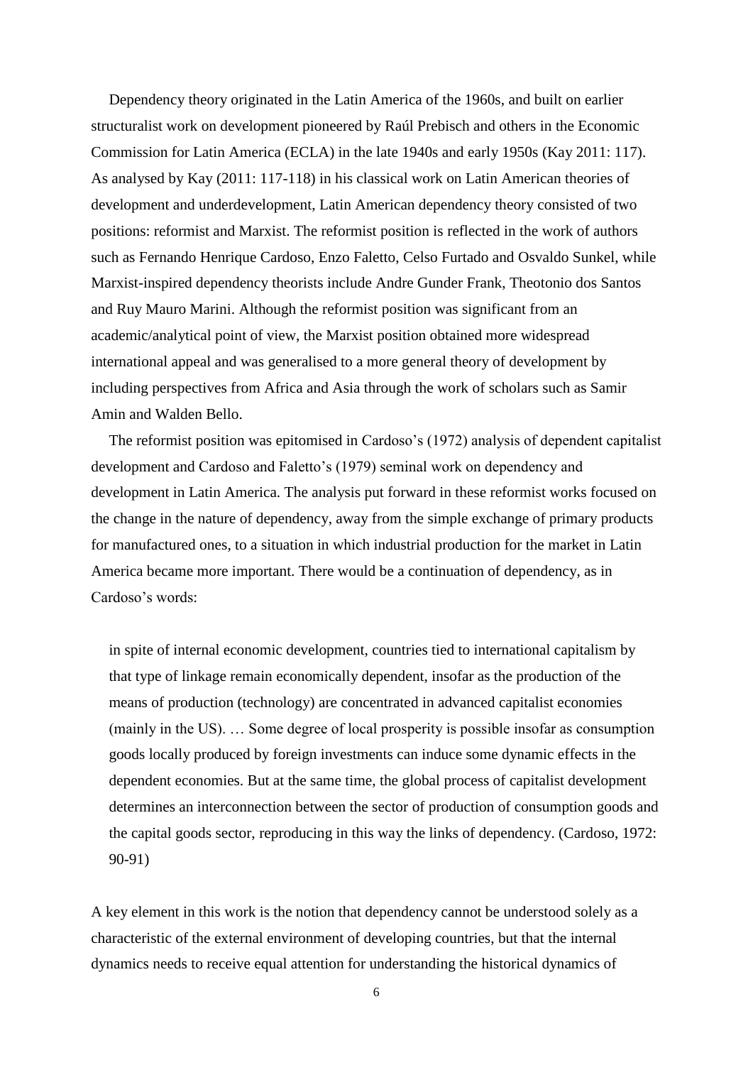Dependency theory originated in the Latin America of the 1960s, and built on earlier structuralist work on development pioneered by Raúl Prebisch and others in the Economic Commission for Latin America (ECLA) in the late 1940s and early 1950s (Kay 2011: 117). As analysed by Kay (2011: 117-118) in his classical work on Latin American theories of development and underdevelopment, Latin American dependency theory consisted of two positions: reformist and Marxist. The reformist position is reflected in the work of authors such as Fernando Henrique Cardoso, Enzo Faletto, Celso Furtado and Osvaldo Sunkel, while Marxist-inspired dependency theorists include Andre Gunder Frank, Theotonio dos Santos and Ruy Mauro Marini. Although the reformist position was significant from an academic/analytical point of view, the Marxist position obtained more widespread international appeal and was generalised to a more general theory of development by including perspectives from Africa and Asia through the work of scholars such as Samir Amin and Walden Bello.

The reformist position was epitomised in Cardoso's (1972) analysis of dependent capitalist development and Cardoso and Faletto's (1979) seminal work on dependency and development in Latin America. The analysis put forward in these reformist works focused on the change in the nature of dependency, away from the simple exchange of primary products for manufactured ones, to a situation in which industrial production for the market in Latin America became more important. There would be a continuation of dependency, as in Cardoso's words:

> in spite of internal economic development, countries tied to international capitalism by that type of linkage remain economically dependent, insofar as the production of the means of production (technology) are concentrated in advanced capitalist economies (mainly in the US). … Some degree of local prosperity is possible insofar as consumption goods locally produced by foreign investments can induce some dynamic effects in the dependent economies. But at the same time, the global process of capitalist development determines an interconnection between the sector of production of consumption goods and the capital goods sector, reproducing in this way the links of dependency. (Cardoso, 1972: 90-91)

A key element in this work is the notion that dependency cannot be understood solely as a characteristic of the external environment of developing countries, but that the internal dynamics needs to receive equal attention for understanding the historical dynamics of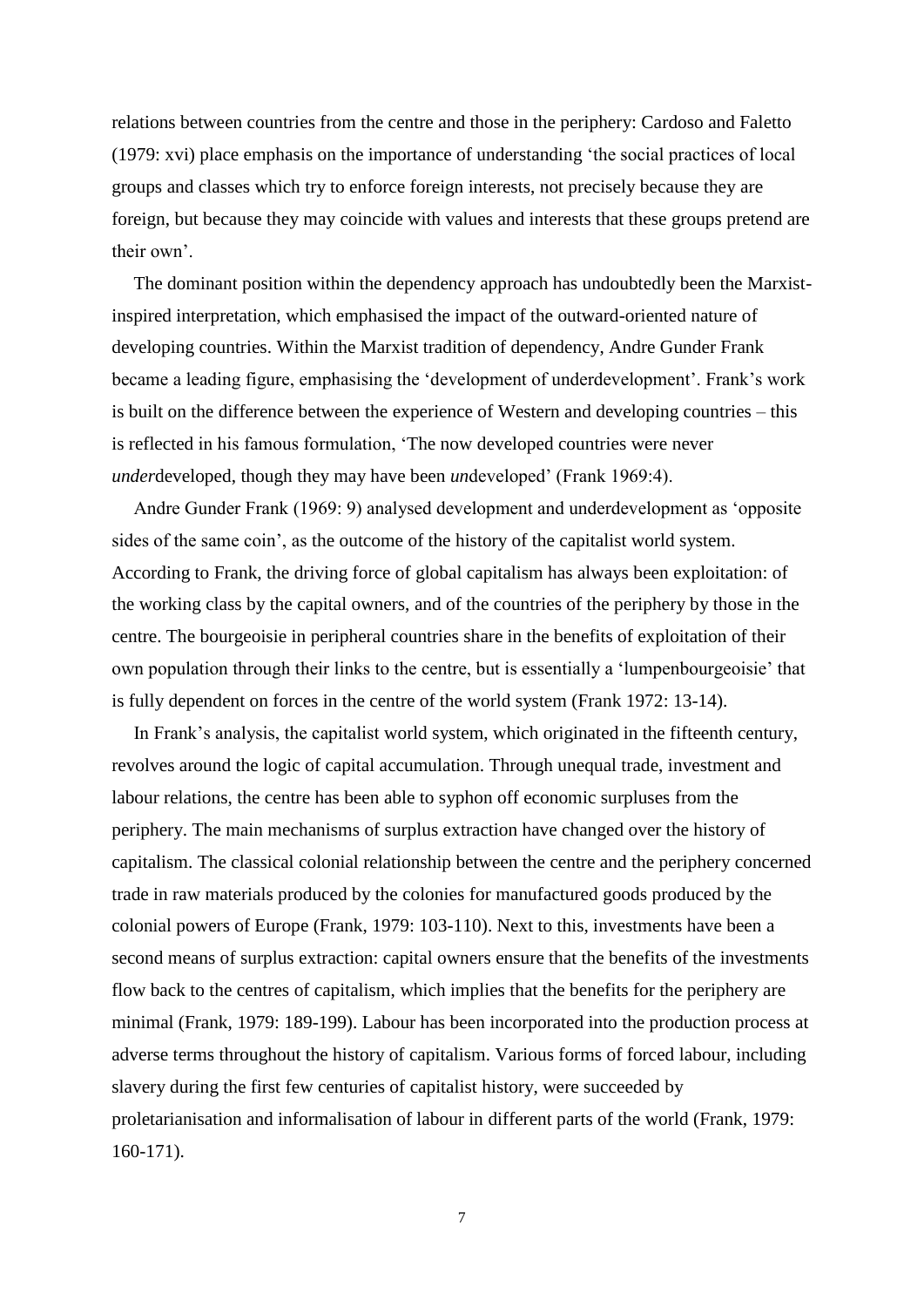relations between countries from the centre and those in the periphery: Cardoso and Faletto (1979: xvi) place emphasis on the importance of understanding 'the social practices of local groups and classes which try to enforce foreign interests, not precisely because they are foreign, but because they may coincide with values and interests that these groups pretend are their own'.

The dominant position within the dependency approach has undoubtedly been the Marxist-inspired interpretation, which emphasised the impact of the outward-oriented nature of developing countries. Within the Marxist tradition of dependency, Andre Gunder Frank became a leading figure, emphasising the 'development of underdevelopment'. Frank's work is built on the difference between the experience of Western and developing countries – this is reflected in his famous formulation, 'The now developed countries were never *under*developed, though they may have been *un*developed' (Frank 1969:4).

Andre Gunder Frank (1969: 9) analysed development and underdevelopment as 'opposite sides of the same coin', as the outcome of the history of the capitalist world system. According to Frank, the driving force of global capitalism has always been exploitation: of the working class by the capital owners, and of the countries of the periphery by those in the centre. The bourgeoisie in peripheral countries share in the benefits of exploitation of their own population through their links to the centre, but is essentially a 'lumpenbourgeoisie' that is fully dependent on forces in the centre of the world system (Frank 1972: 13-14).

In Frank's analysis, the capitalist world system, which originated in the fifteenth century, revolves around the logic of capital accumulation. Through unequal trade, investment and labour relations, the centre has been able to syphon off economic surpluses from the periphery. The main mechanisms of surplus extraction have changed over the history of capitalism. The classical colonial relationship between the centre and the periphery concerned trade in raw materials produced by the colonies for manufactured goods produced by the colonial powers of Europe (Frank, 1979: 103-110). Next to this, investments have been a second means of surplus extraction: capital owners ensure that the benefits of the investments flow back to the centres of capitalism, which implies that the benefits for the periphery are minimal (Frank, 1979: 189-199). Labour has been incorporated into the production process at adverse terms throughout the history of capitalism. Various forms of forced labour, including slavery during the first few centuries of capitalist history, were succeeded by proletarianisation and informalisation of labour in different parts of the world (Frank, 1979: 160-171).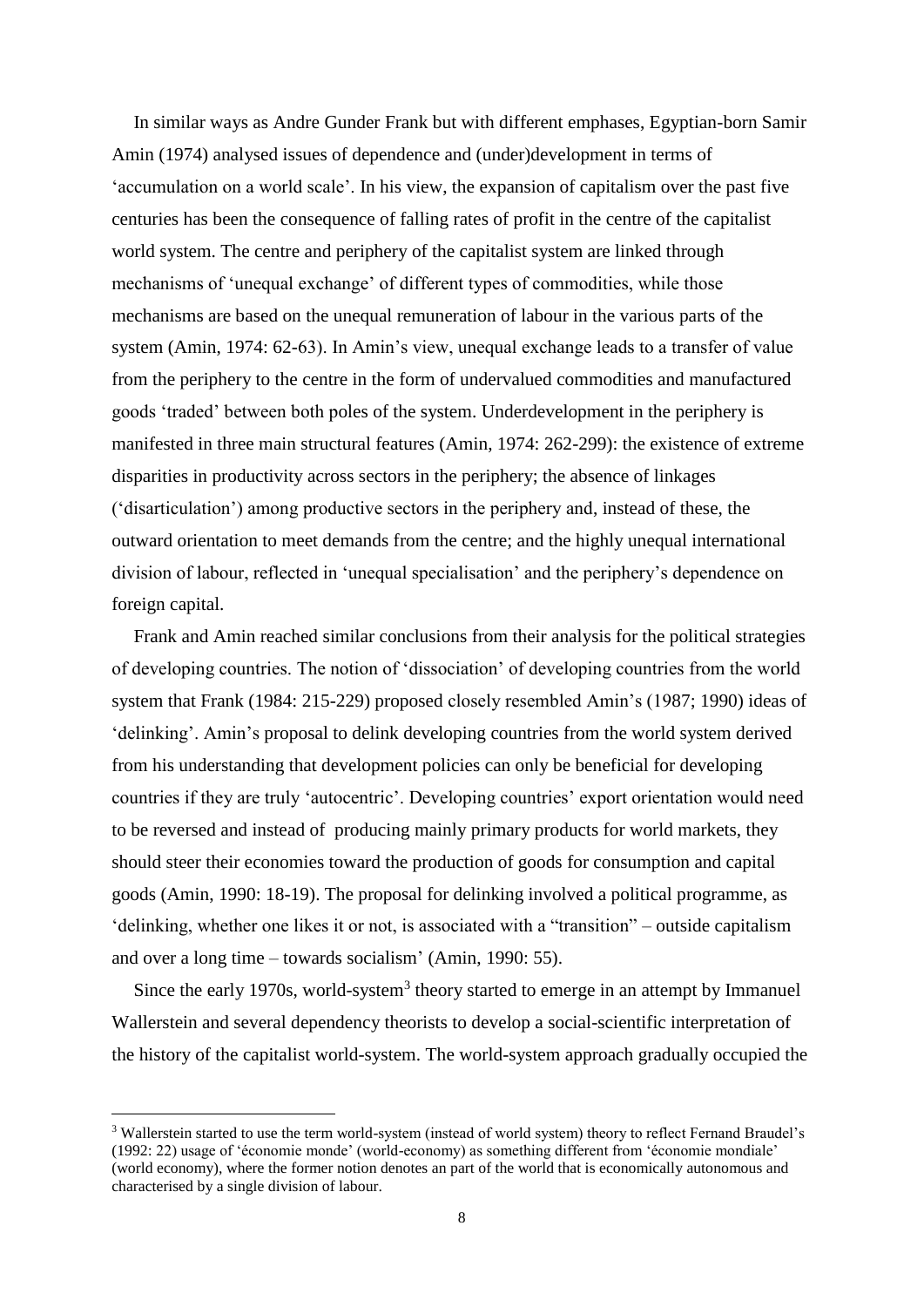In similar ways as Andre Gunder Frank but with different emphases, Egyptian-born Samir Amin (1974) analysed issues of dependence and (under)development in terms of 'accumulation on a world scale'. In his view, the expansion of capitalism over the past five centuries has been the consequence of falling rates of profit in the centre of the capitalist world system. The centre and periphery of the capitalist system are linked through mechanisms of 'unequal exchange' of different types of commodities, while those mechanisms are based on the unequal remuneration of labour in the various parts of the system (Amin, 1974: 62-63). In Amin's view, unequal exchange leads to a transfer of value from the periphery to the centre in the form of undervalued commodities and manufactured goods 'traded' between both poles of the system. Underdevelopment in the periphery is manifested in three main structural features (Amin, 1974: 262-299): the existence of extreme disparities in productivity across sectors in the periphery; the absence of linkages ('disarticulation') among productive sectors in the periphery and, instead of these, the outward orientation to meet demands from the centre; and the highly unequal international division of labour, reflected in 'unequal specialisation' and the periphery's dependence on foreign capital.

Frank and Amin reached similar conclusions from their analysis for the political strategies of developing countries. The notion of 'dissociation' of developing countries from the world system that Frank (1984: 215-229) proposed closely resembled Amin's (1987; 1990) ideas of 'delinking'. Amin's proposal to delink developing countries from the world system derived from his understanding that development policies can only be beneficial for developing countries if they are truly 'autocentric'. Developing countries' export orientation would need to be reversed and instead of producing mainly primary products for world markets, they should steer their economies toward the production of goods for consumption and capital goods (Amin, 1990: 18-19). The proposal for delinking involved a political programme, as 'delinking, whether one likes it or not, is associated with a "transition" – outside capitalism and over a long time – towards socialism' (Amin, 1990: 55).

Since the early 1970s, world-system[3] theory started to emerge in an attempt by Immanuel Wallerstein and several dependency theorists to develop a social-scientific interpretation of the history of the capitalist world-system. The world-system approach gradually occupied the

[3] Wallerstein started to use the term world-system (instead of world system) theory to reflect Fernand Braudel's (1992: 22) usage of 'économie monde' (world-economy) as something different from 'économie mondiale' (world economy), where the former notion denotes an part of the world that is economically autonomous and characterised by a single division of labour.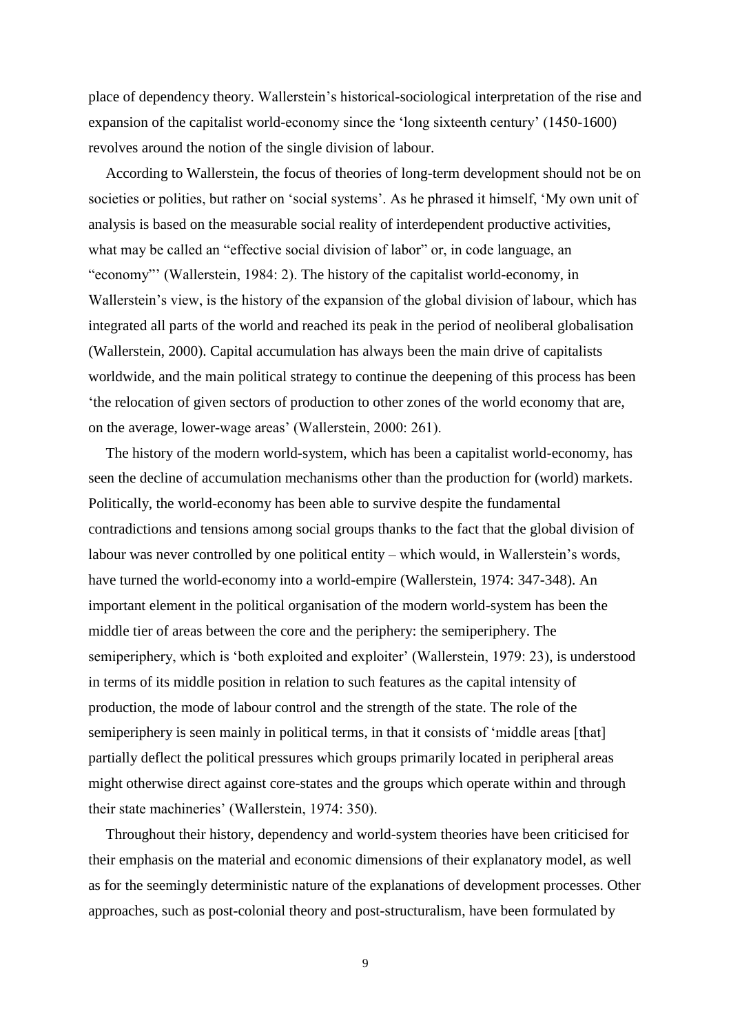place of dependency theory. Wallerstein's historical-sociological interpretation of the rise and expansion of the capitalist world-economy since the 'long sixteenth century' (1450-1600) revolves around the notion of the single division of labour.

According to Wallerstein, the focus of theories of long-term development should not be on societies or polities, but rather on 'social systems'. As he phrased it himself, 'My own unit of analysis is based on the measurable social reality of interdependent productive activities, what may be called an "effective social division of labor" or, in code language, an "economy"' (Wallerstein, 1984: 2). The history of the capitalist world-economy, in Wallerstein's view, is the history of the expansion of the global division of labour, which has integrated all parts of the world and reached its peak in the period of neoliberal globalisation (Wallerstein, 2000). Capital accumulation has always been the main drive of capitalists worldwide, and the main political strategy to continue the deepening of this process has been 'the relocation of given sectors of production to other zones of the world economy that are, on the average, lower-wage areas' (Wallerstein, 2000: 261).

The history of the modern world-system, which has been a capitalist world-economy, has seen the decline of accumulation mechanisms other than the production for (world) markets. Politically, the world-economy has been able to survive despite the fundamental contradictions and tensions among social groups thanks to the fact that the global division of labour was never controlled by one political entity – which would, in Wallerstein's words, have turned the world-economy into a world-empire (Wallerstein, 1974: 347-348). An important element in the political organisation of the modern world-system has been the middle tier of areas between the core and the periphery: the semiperiphery. The semiperiphery, which is 'both exploited and exploiter' (Wallerstein, 1979: 23), is understood in terms of its middle position in relation to such features as the capital intensity of production, the mode of labour control and the strength of the state. The role of the semiperiphery is seen mainly in political terms, in that it consists of 'middle areas [that] partially deflect the political pressures which groups primarily located in peripheral areas might otherwise direct against core-states and the groups which operate within and through their state machineries' (Wallerstein, 1974: 350).

Throughout their history, dependency and world-system theories have been criticised for their emphasis on the material and economic dimensions of their explanatory model, as well as for the seemingly deterministic nature of the explanations of development processes. Other approaches, such as post-colonial theory and post-structuralism, have been formulated by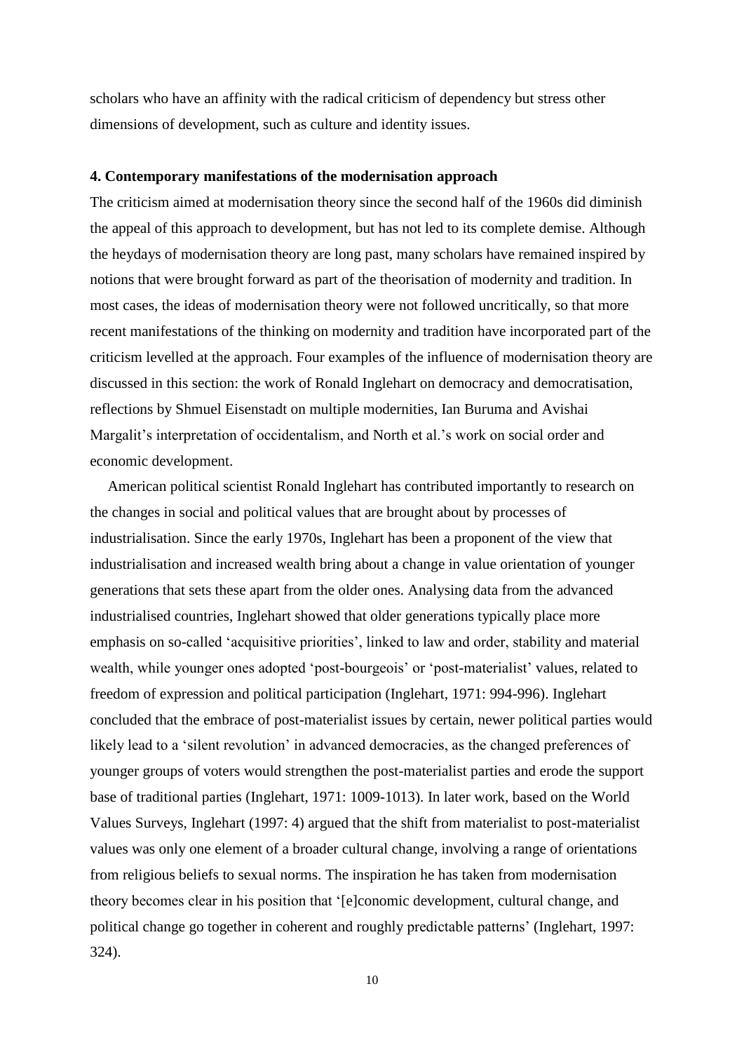scholars who have an affinity with the radical criticism of dependency but stress other dimensions of development, such as culture and identity issues.

## 4. Contemporary manifestations of the modernisation approach

The criticism aimed at modernisation theory since the second half of the 1960s did diminish the appeal of this approach to development, but has not led to its complete demise. Although the heydays of modernisation theory are long past, many scholars have remained inspired by notions that were brought forward as part of the theorisation of modernity and tradition. In most cases, the ideas of modernisation theory were not followed uncritically, so that more recent manifestations of the thinking on modernity and tradition have incorporated part of the criticism levelled at the approach. Four examples of the influence of modernisation theory are discussed in this section: the work of Ronald Inglehart on democracy and democratisation, reflections by Shmuel Eisenstadt on multiple modernities, Ian Buruma and Avishai Margalit's interpretation of occidentalism, and North et al.'s work on social order and economic development.

American political scientist Ronald Inglehart has contributed importantly to research on the changes in social and political values that are brought about by processes of industrialisation. Since the early 1970s, Inglehart has been a proponent of the view that industrialisation and increased wealth bring about a change in value orientation of younger generations that sets these apart from the older ones. Analysing data from the advanced industrialised countries, Inglehart showed that older generations typically place more emphasis on so-called 'acquisitive priorities', linked to law and order, stability and material wealth, while younger ones adopted 'post-bourgeois' or 'post-materialist' values, related to freedom of expression and political participation (Inglehart, 1971: 994-996). Inglehart concluded that the embrace of post-materialist issues by certain, newer political parties would likely lead to a 'silent revolution' in advanced democracies, as the changed preferences of younger groups of voters would strengthen the post-materialist parties and erode the support base of traditional parties (Inglehart, 1971: 1009-1013). In later work, based on the World Values Surveys, Inglehart (1997: 4) argued that the shift from materialist to post-materialist values was only one element of a broader cultural change, involving a range of orientations from religious beliefs to sexual norms. The inspiration he has taken from modernisation theory becomes clear in his position that '[e]conomic development, cultural change, and political change go together in coherent and roughly predictable patterns' (Inglehart, 1997: 324).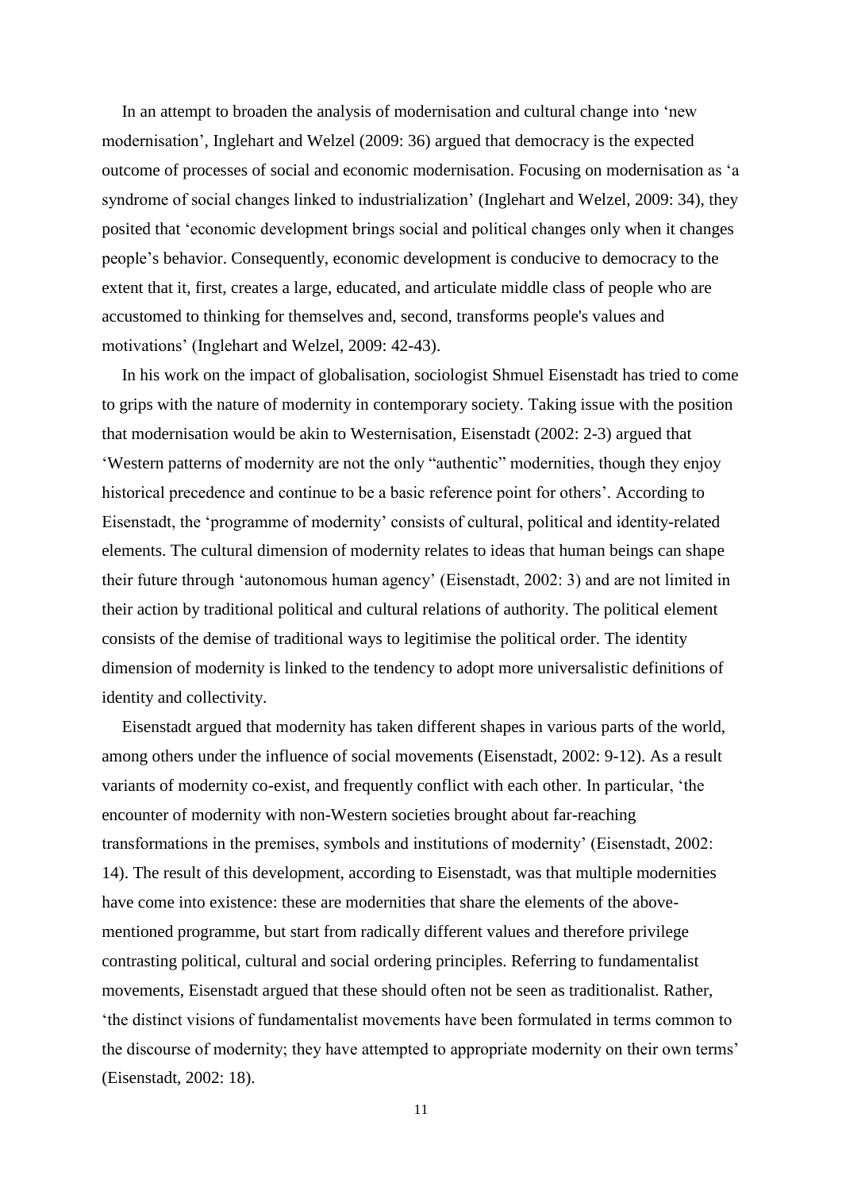In an attempt to broaden the analysis of modernisation and cultural change into 'new modernisation', Inglehart and Welzel (2009: 36) argued that democracy is the expected outcome of processes of social and economic modernisation. Focusing on modernisation as 'a syndrome of social changes linked to industrialization' (Inglehart and Welzel, 2009: 34), they posited that 'economic development brings social and political changes only when it changes people's behavior. Consequently, economic development is conducive to democracy to the extent that it, first, creates a large, educated, and articulate middle class of people who are accustomed to thinking for themselves and, second, transforms people's values and motivations' (Inglehart and Welzel, 2009: 42-43).

In his work on the impact of globalisation, sociologist Shmuel Eisenstadt has tried to come to grips with the nature of modernity in contemporary society. Taking issue with the position that modernisation would be akin to Westernisation, Eisenstadt (2002: 2-3) argued that 'Western patterns of modernity are not the only "authentic" modernities, though they enjoy historical precedence and continue to be a basic reference point for others'. According to Eisenstadt, the 'programme of modernity' consists of cultural, political and identity-related elements. The cultural dimension of modernity relates to ideas that human beings can shape their future through 'autonomous human agency' (Eisenstadt, 2002: 3) and are not limited in their action by traditional political and cultural relations of authority. The political element consists of the demise of traditional ways to legitimise the political order. The identity dimension of modernity is linked to the tendency to adopt more universalistic definitions of identity and collectivity.

Eisenstadt argued that modernity has taken different shapes in various parts of the world, among others under the influence of social movements (Eisenstadt, 2002: 9-12). As a result variants of modernity co-exist, and frequently conflict with each other. In particular, 'the encounter of modernity with non-Western societies brought about far-reaching transformations in the premises, symbols and institutions of modernity' (Eisenstadt, 2002: 14). The result of this development, according to Eisenstadt, was that multiple modernities have come into existence: these are modernities that share the elements of the above-mentioned programme, but start from radically different values and therefore privilege contrasting political, cultural and social ordering principles. Referring to fundamentalist movements, Eisenstadt argued that these should often not be seen as traditionalist. Rather, 'the distinct visions of fundamentalist movements have been formulated in terms common to the discourse of modernity; they have attempted to appropriate modernity on their own terms' (Eisenstadt, 2002: 18).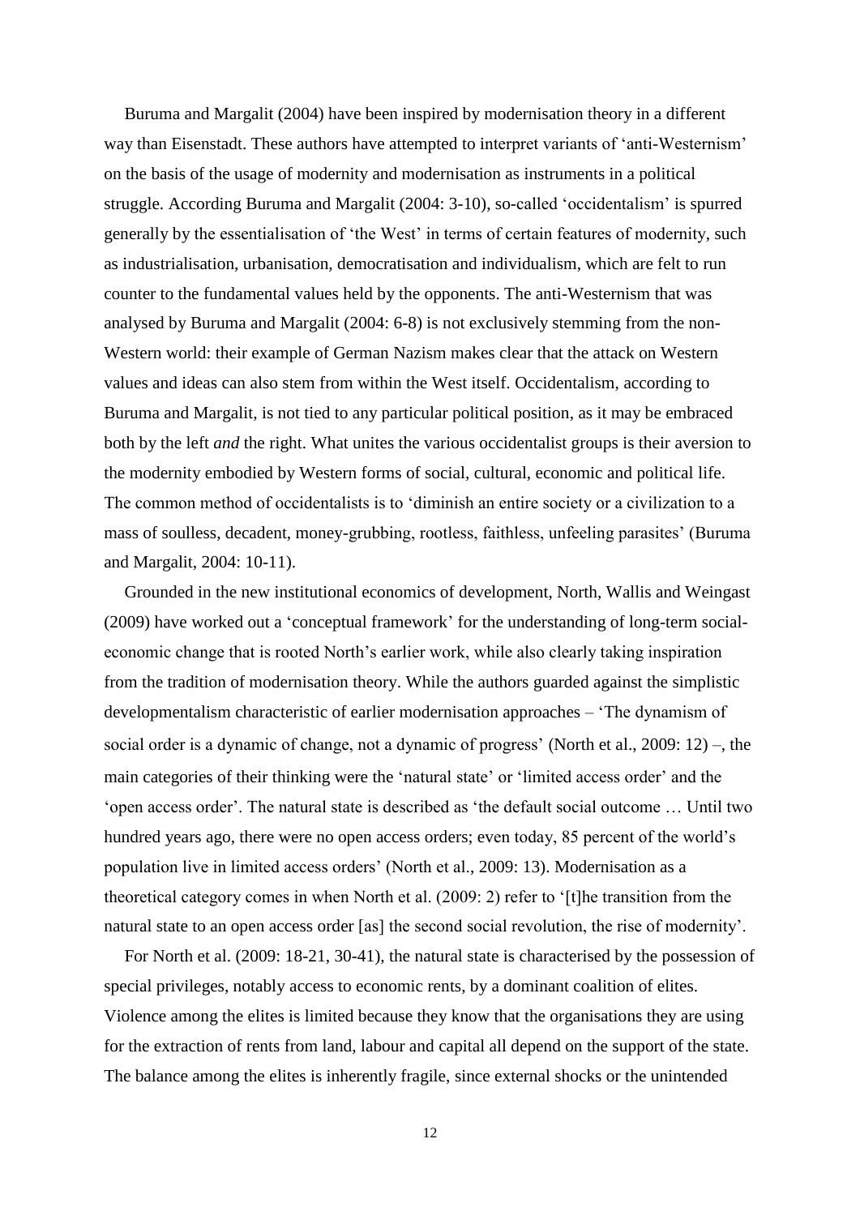Buruma and Margalit (2004) have been inspired by modernisation theory in a different way than Eisenstadt. These authors have attempted to interpret variants of 'anti-Westernism' on the basis of the usage of modernity and modernisation as instruments in a political struggle. According Buruma and Margalit (2004: 3-10), so-called 'occidentalism' is spurred generally by the essentialisation of 'the West' in terms of certain features of modernity, such as industrialisation, urbanisation, democratisation and individualism, which are felt to run counter to the fundamental values held by the opponents. The anti-Westernism that was analysed by Buruma and Margalit (2004: 6-8) is not exclusively stemming from the non-Western world: their example of German Nazism makes clear that the attack on Western values and ideas can also stem from within the West itself. Occidentalism, according to Buruma and Margalit, is not tied to any particular political position, as it may be embraced both by the left *and* the right. What unites the various occidentalist groups is their aversion to the modernity embodied by Western forms of social, cultural, economic and political life. The common method of occidentalists is to 'diminish an entire society or a civilization to a mass of soulless, decadent, money-grubbing, rootless, faithless, unfeeling parasites' (Buruma and Margalit, 2004: 10-11).

Grounded in the new institutional economics of development, North, Wallis and Weingast (2009) have worked out a 'conceptual framework' for the understanding of long-term social-economic change that is rooted North's earlier work, while also clearly taking inspiration from the tradition of modernisation theory. While the authors guarded against the simplistic developmentalism characteristic of earlier modernisation approaches – 'The dynamism of social order is a dynamic of change, not a dynamic of progress' (North et al., 2009: 12) –, the main categories of their thinking were the 'natural state' or 'limited access order' and the 'open access order'. The natural state is described as 'the default social outcome … Until two hundred years ago, there were no open access orders; even today, 85 percent of the world's population live in limited access orders' (North et al., 2009: 13). Modernisation as a theoretical category comes in when North et al. (2009: 2) refer to '[t]he transition from the natural state to an open access order [as] the second social revolution, the rise of modernity'.

For North et al. (2009: 18-21, 30-41), the natural state is characterised by the possession of special privileges, notably access to economic rents, by a dominant coalition of elites. Violence among the elites is limited because they know that the organisations they are using for the extraction of rents from land, labour and capital all depend on the support of the state. The balance among the elites is inherently fragile, since external shocks or the unintended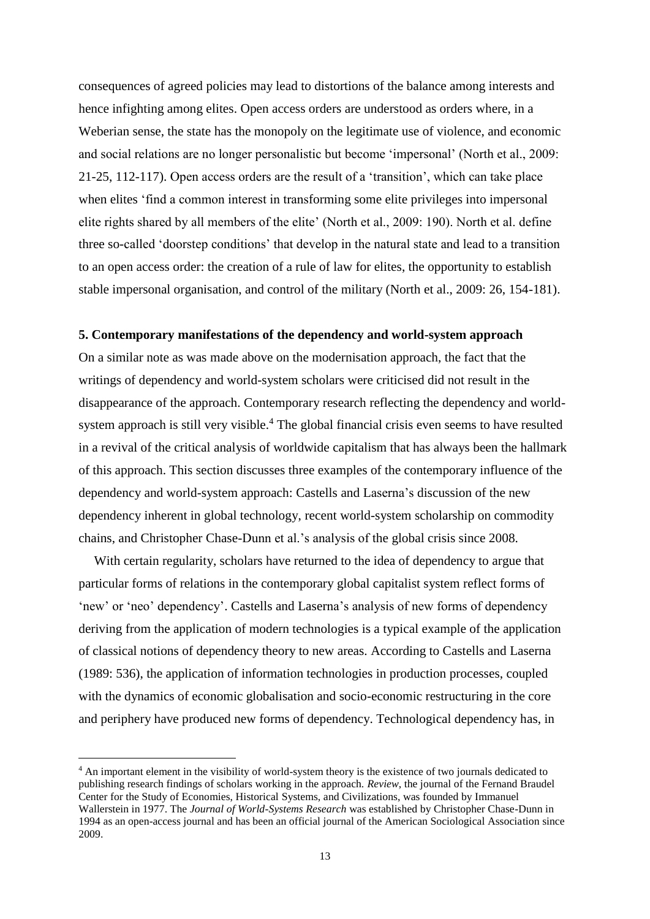consequences of agreed policies may lead to distortions of the balance among interests and hence infighting among elites. Open access orders are understood as orders where, in a Weberian sense, the state has the monopoly on the legitimate use of violence, and economic and social relations are no longer personalistic but become 'impersonal' (North et al., 2009: 21-25, 112-117). Open access orders are the result of a 'transition', which can take place when elites 'find a common interest in transforming some elite privileges into impersonal elite rights shared by all members of the elite' (North et al., 2009: 190). North et al. define three so-called 'doorstep conditions' that develop in the natural state and lead to a transition to an open access order: the creation of a rule of law for elites, the opportunity to establish stable impersonal organisation, and control of the military (North et al., 2009: 26, 154-181).

## 5. Contemporary manifestations of the dependency and world-system approach

On a similar note as was made above on the modernisation approach, the fact that the writings of dependency and world-system scholars were criticised did not result in the disappearance of the approach. Contemporary research reflecting the dependency and world-system approach is still very visible.[4] The global financial crisis even seems to have resulted in a revival of the critical analysis of worldwide capitalism that has always been the hallmark of this approach. This section discusses three examples of the contemporary influence of the dependency and world-system approach: Castells and Laserna's discussion of the new dependency inherent in global technology, recent world-system scholarship on commodity chains, and Christopher Chase-Dunn et al.'s analysis of the global crisis since 2008.

With certain regularity, scholars have returned to the idea of dependency to argue that particular forms of relations in the contemporary global capitalist system reflect forms of 'new' or 'neo' dependency'. Castells and Laserna's analysis of new forms of dependency deriving from the application of modern technologies is a typical example of the application of classical notions of dependency theory to new areas. According to Castells and Laserna (1989: 536), the application of information technologies in production processes, coupled with the dynamics of economic globalisation and socio-economic restructuring in the core and periphery have produced new forms of dependency. Technological dependency has, in

---

[4] An important element in the visibility of world-system theory is the existence of two journals dedicated to publishing research findings of scholars working in the approach. *Review*, the journal of the Fernand Braudel Center for the Study of Economies, Historical Systems, and Civilizations, was founded by Immanuel Wallerstein in 1977. The *Journal of World-Systems Research* was established by Christopher Chase-Dunn in 1994 as an open-access journal and has been an official journal of the American Sociological Association since 2009.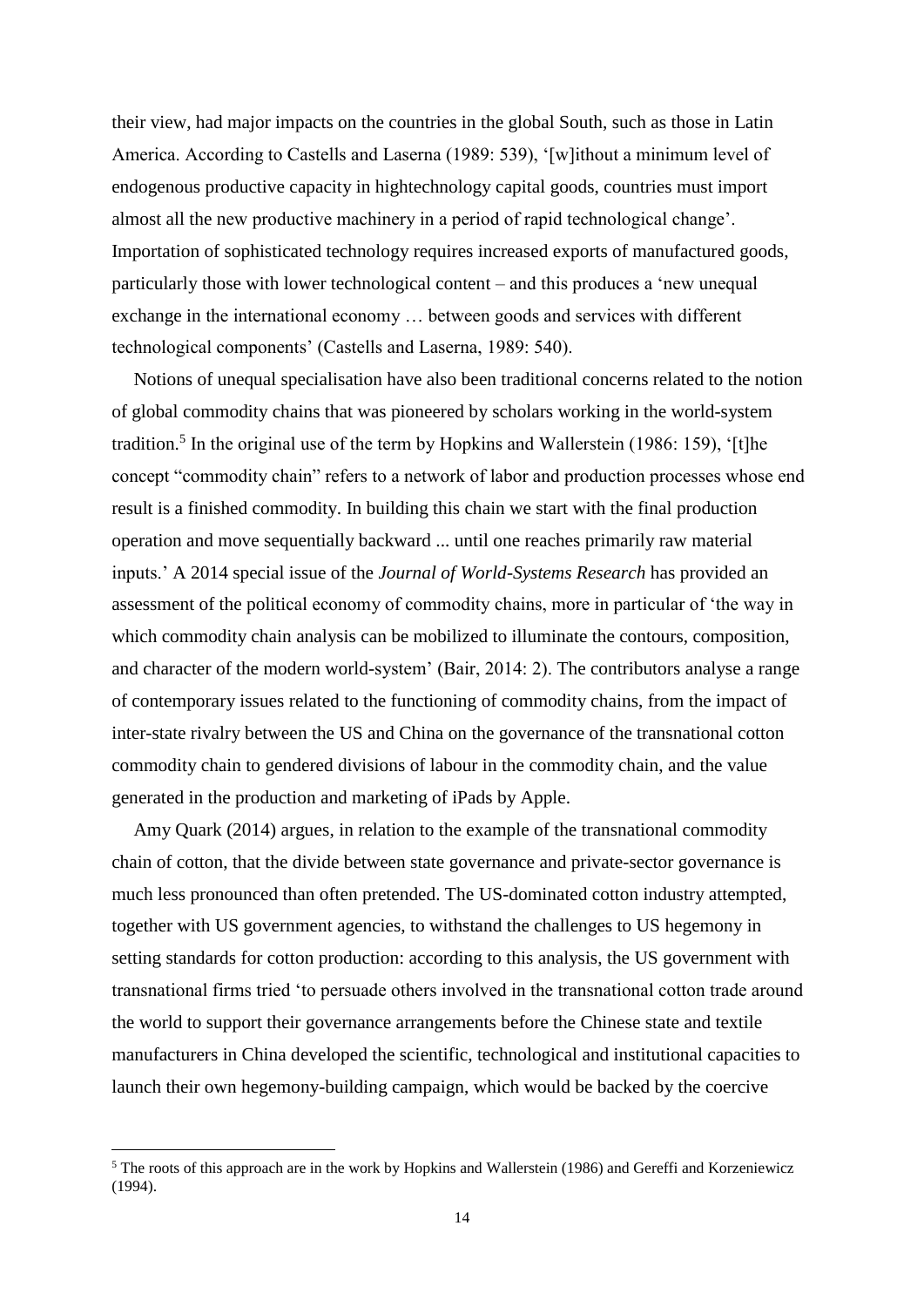their view, had major impacts on the countries in the global South, such as those in Latin America. According to Castells and Laserna (1989: 539), '[w]ithout a minimum level of endogenous productive capacity in hightechnology capital goods, countries must import almost all the new productive machinery in a period of rapid technological change'. Importation of sophisticated technology requires increased exports of manufactured goods, particularly those with lower technological content – and this produces a 'new unequal exchange in the international economy … between goods and services with different technological components' (Castells and Laserna, 1989: 540).

Notions of unequal specialisation have also been traditional concerns related to the notion of global commodity chains that was pioneered by scholars working in the world-system tradition.[5] In the original use of the term by Hopkins and Wallerstein (1986: 159), '[t]he concept "commodity chain" refers to a network of labor and production processes whose end result is a finished commodity. In building this chain we start with the final production operation and move sequentially backward ... until one reaches primarily raw material inputs.' A 2014 special issue of the *Journal of World-Systems Research* has provided an assessment of the political economy of commodity chains, more in particular of 'the way in which commodity chain analysis can be mobilized to illuminate the contours, composition, and character of the modern world-system' (Bair, 2014: 2). The contributors analyse a range of contemporary issues related to the functioning of commodity chains, from the impact of inter-state rivalry between the US and China on the governance of the transnational cotton commodity chain to gendered divisions of labour in the commodity chain, and the value generated in the production and marketing of iPads by Apple.

Amy Quark (2014) argues, in relation to the example of the transnational commodity chain of cotton, that the divide between state governance and private-sector governance is much less pronounced than often pretended. The US-dominated cotton industry attempted, together with US government agencies, to withstand the challenges to US hegemony in setting standards for cotton production: according to this analysis, the US government with transnational firms tried 'to persuade others involved in the transnational cotton trade around the world to support their governance arrangements before the Chinese state and textile manufacturers in China developed the scientific, technological and institutional capacities to launch their own hegemony-building campaign, which would be backed by the coercive

[5] The roots of this approach are in the work by Hopkins and Wallerstein (1986) and Gereffi and Korzeniewicz (1994).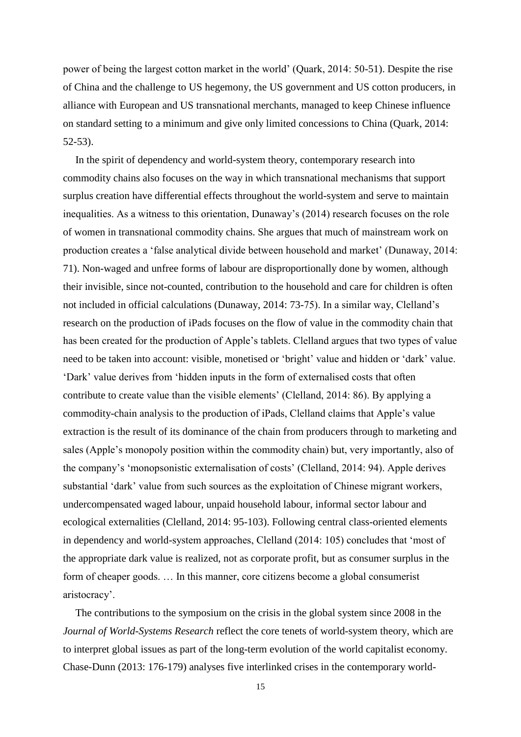power of being the largest cotton market in the world' (Quark, 2014: 50-51). Despite the rise of China and the challenge to US hegemony, the US government and US cotton producers, in alliance with European and US transnational merchants, managed to keep Chinese influence on standard setting to a minimum and give only limited concessions to China (Quark, 2014: 52-53).

In the spirit of dependency and world-system theory, contemporary research into commodity chains also focuses on the way in which transnational mechanisms that support surplus creation have differential effects throughout the world-system and serve to maintain inequalities. As a witness to this orientation, Dunaway's (2014) research focuses on the role of women in transnational commodity chains. She argues that much of mainstream work on production creates a 'false analytical divide between household and market' (Dunaway, 2014: 71). Non-waged and unfree forms of labour are disproportionally done by women, although their invisible, since not-counted, contribution to the household and care for children is often not included in official calculations (Dunaway, 2014: 73-75). In a similar way, Clelland's research on the production of iPads focuses on the flow of value in the commodity chain that has been created for the production of Apple's tablets. Clelland argues that two types of value need to be taken into account: visible, monetised or 'bright' value and hidden or 'dark' value. 'Dark' value derives from 'hidden inputs in the form of externalised costs that often contribute to create value than the visible elements' (Clelland, 2014: 86). By applying a commodity-chain analysis to the production of iPads, Clelland claims that Apple's value extraction is the result of its dominance of the chain from producers through to marketing and sales (Apple's monopoly position within the commodity chain) but, very importantly, also of the company's 'monopsonistic externalisation of costs' (Clelland, 2014: 94). Apple derives substantial 'dark' value from such sources as the exploitation of Chinese migrant workers, undercompensated waged labour, unpaid household labour, informal sector labour and ecological externalities (Clelland, 2014: 95-103). Following central class-oriented elements in dependency and world-system approaches, Clelland (2014: 105) concludes that 'most of the appropriate dark value is realized, not as corporate profit, but as consumer surplus in the form of cheaper goods. … In this manner, core citizens become a global consumerist aristocracy'.

The contributions to the symposium on the crisis in the global system since 2008 in the *Journal of World-Systems Research* reflect the core tenets of world-system theory, which are to interpret global issues as part of the long-term evolution of the world capitalist economy. Chase-Dunn (2013: 176-179) analyses five interlinked crises in the contemporary world-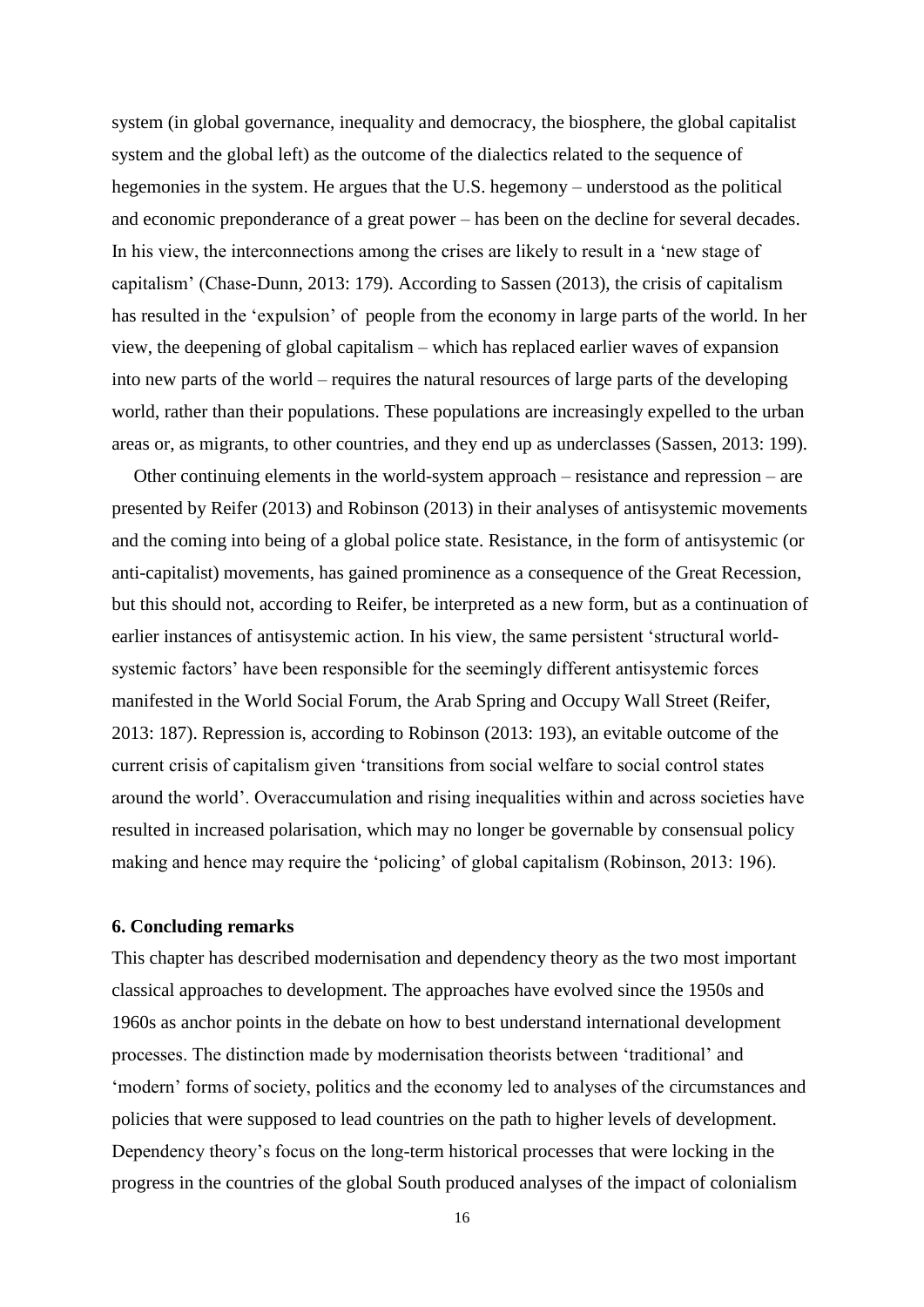system (in global governance, inequality and democracy, the biosphere, the global capitalist system and the global left) as the outcome of the dialectics related to the sequence of hegemonies in the system. He argues that the U.S. hegemony – understood as the political and economic preponderance of a great power – has been on the decline for several decades. In his view, the interconnections among the crises are likely to result in a 'new stage of capitalism' (Chase-Dunn, 2013: 179). According to Sassen (2013), the crisis of capitalism has resulted in the 'expulsion' of people from the economy in large parts of the world. In her view, the deepening of global capitalism – which has replaced earlier waves of expansion into new parts of the world – requires the natural resources of large parts of the developing world, rather than their populations. These populations are increasingly expelled to the urban areas or, as migrants, to other countries, and they end up as underclasses (Sassen, 2013: 199).

Other continuing elements in the world-system approach – resistance and repression – are presented by Reifer (2013) and Robinson (2013) in their analyses of antisystemic movements and the coming into being of a global police state. Resistance, in the form of antisystemic (or anti-capitalist) movements, has gained prominence as a consequence of the Great Recession, but this should not, according to Reifer, be interpreted as a new form, but as a continuation of earlier instances of antisystemic action. In his view, the same persistent 'structural world-systemic factors' have been responsible for the seemingly different antisystemic forces manifested in the World Social Forum, the Arab Spring and Occupy Wall Street (Reifer, 2013: 187). Repression is, according to Robinson (2013: 193), an evitable outcome of the current crisis of capitalism given 'transitions from social welfare to social control states around the world'. Overaccumulation and rising inequalities within and across societies have resulted in increased polarisation, which may no longer be governable by consensual policy making and hence may require the 'policing' of global capitalism (Robinson, 2013: 196).

## 6. Concluding remarks

This chapter has described modernisation and dependency theory as the two most important classical approaches to development. The approaches have evolved since the 1950s and 1960s as anchor points in the debate on how to best understand international development processes. The distinction made by modernisation theorists between 'traditional' and 'modern' forms of society, politics and the economy led to analyses of the circumstances and policies that were supposed to lead countries on the path to higher levels of development. Dependency theory's focus on the long-term historical processes that were locking in the progress in the countries of the global South produced analyses of the impact of colonialism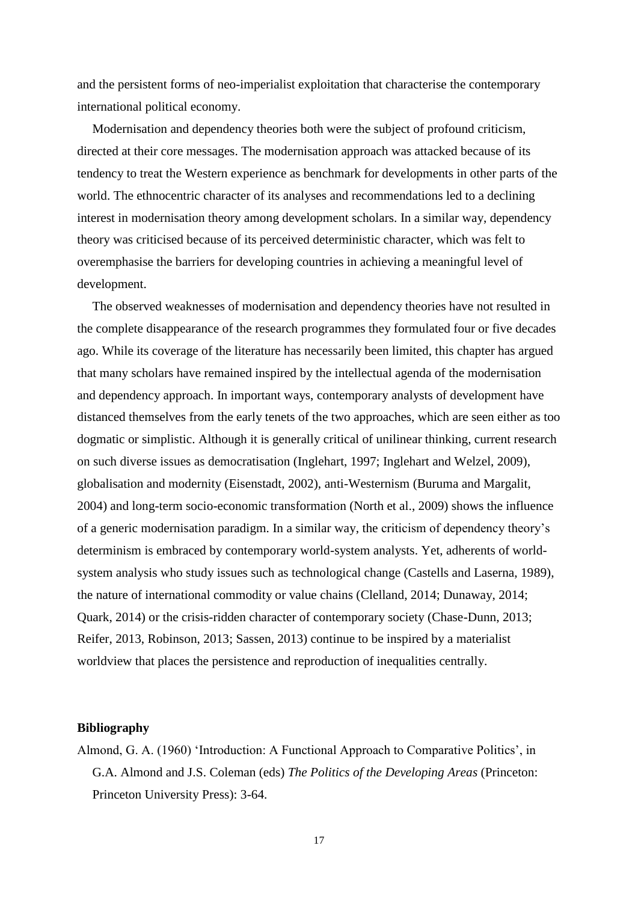and the persistent forms of neo-imperialist exploitation that characterise the contemporary international political economy.

Modernisation and dependency theories both were the subject of profound criticism, directed at their core messages. The modernisation approach was attacked because of its tendency to treat the Western experience as benchmark for developments in other parts of the world. The ethnocentric character of its analyses and recommendations led to a declining interest in modernisation theory among development scholars. In a similar way, dependency theory was criticised because of its perceived deterministic character, which was felt to overemphasise the barriers for developing countries in achieving a meaningful level of development.

The observed weaknesses of modernisation and dependency theories have not resulted in the complete disappearance of the research programmes they formulated four or five decades ago. While its coverage of the literature has necessarily been limited, this chapter has argued that many scholars have remained inspired by the intellectual agenda of the modernisation and dependency approach. In important ways, contemporary analysts of development have distanced themselves from the early tenets of the two approaches, which are seen either as too dogmatic or simplistic. Although it is generally critical of unilinear thinking, current research on such diverse issues as democratisation (Inglehart, 1997; Inglehart and Welzel, 2009), globalisation and modernity (Eisenstadt, 2002), anti-Westernism (Buruma and Margalit, 2004) and long-term socio-economic transformation (North et al., 2009) shows the influence of a generic modernisation paradigm. In a similar way, the criticism of dependency theory's determinism is embraced by contemporary world-system analysts. Yet, adherents of world-system analysis who study issues such as technological change (Castells and Laserna, 1989), the nature of international commodity or value chains (Clelland, 2014; Dunaway, 2014; Quark, 2014) or the crisis-ridden character of contemporary society (Chase-Dunn, 2013; Reifer, 2013, Robinson, 2013; Sassen, 2013) continue to be inspired by a materialist worldview that places the persistence and reproduction of inequalities centrally.

## Bibliography

Almond, G. A. (1960) 'Introduction: A Functional Approach to Comparative Politics', in G.A. Almond and J.S. Coleman (eds) *The Politics of the Developing Areas* (Princeton: Princeton University Press): 3-64.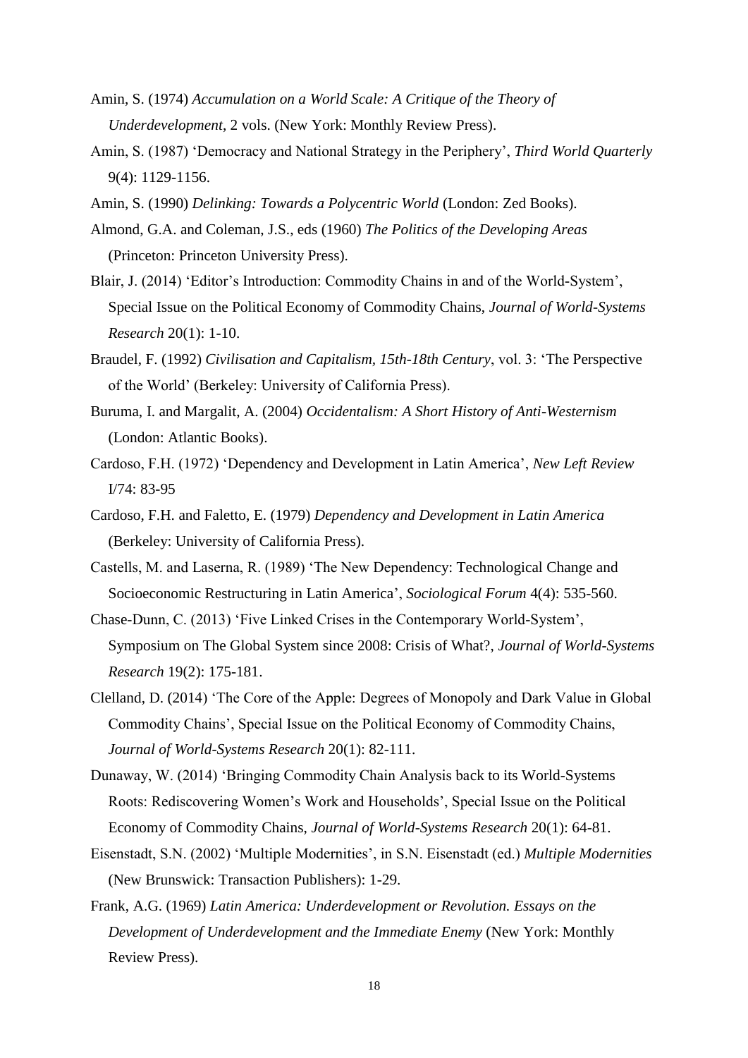Amin, S. (1974) *Accumulation on a World Scale: A Critique of the Theory of Underdevelopment*, 2 vols. (New York: Monthly Review Press).

Amin, S. (1987) 'Democracy and National Strategy in the Periphery', *Third World Quarterly* 9(4): 1129-1156.

Amin, S. (1990) *Delinking: Towards a Polycentric World* (London: Zed Books).

Almond, G.A. and Coleman, J.S., eds (1960) *The Politics of the Developing Areas* (Princeton: Princeton University Press).

Blair, J. (2014) 'Editor's Introduction: Commodity Chains in and of the World-System', Special Issue on the Political Economy of Commodity Chains, *Journal of World-Systems Research* 20(1): 1-10.

Braudel, F. (1992) *Civilisation and Capitalism, 15th-18th Century*, vol. 3: 'The Perspective of the World' (Berkeley: University of California Press).

Buruma, I. and Margalit, A. (2004) *Occidentalism: A Short History of Anti-Westernism* (London: Atlantic Books).

Cardoso, F.H. (1972) 'Dependency and Development in Latin America', *New Left Review* I/74: 83-95

Cardoso, F.H. and Faletto, E. (1979) *Dependency and Development in Latin America* (Berkeley: University of California Press).

Castells, M. and Laserna, R. (1989) 'The New Dependency: Technological Change and Socioeconomic Restructuring in Latin America', *Sociological Forum* 4(4): 535-560.

Chase-Dunn, C. (2013) 'Five Linked Crises in the Contemporary World-System', Symposium on The Global System since 2008: Crisis of What?, *Journal of World-Systems Research* 19(2): 175-181.

Clelland, D. (2014) 'The Core of the Apple: Degrees of Monopoly and Dark Value in Global Commodity Chains', Special Issue on the Political Economy of Commodity Chains, *Journal of World-Systems Research* 20(1): 82-111.

Dunaway, W. (2014) 'Bringing Commodity Chain Analysis back to its World-Systems Roots: Rediscovering Women's Work and Households', Special Issue on the Political Economy of Commodity Chains, *Journal of World-Systems Research* 20(1): 64-81.

Eisenstadt, S.N. (2002) 'Multiple Modernities', in S.N. Eisenstadt (ed.) *Multiple Modernities* (New Brunswick: Transaction Publishers): 1-29.

Frank, A.G. (1969) *Latin America: Underdevelopment or Revolution. Essays on the Development of Underdevelopment and the Immediate Enemy* (New York: Monthly Review Press).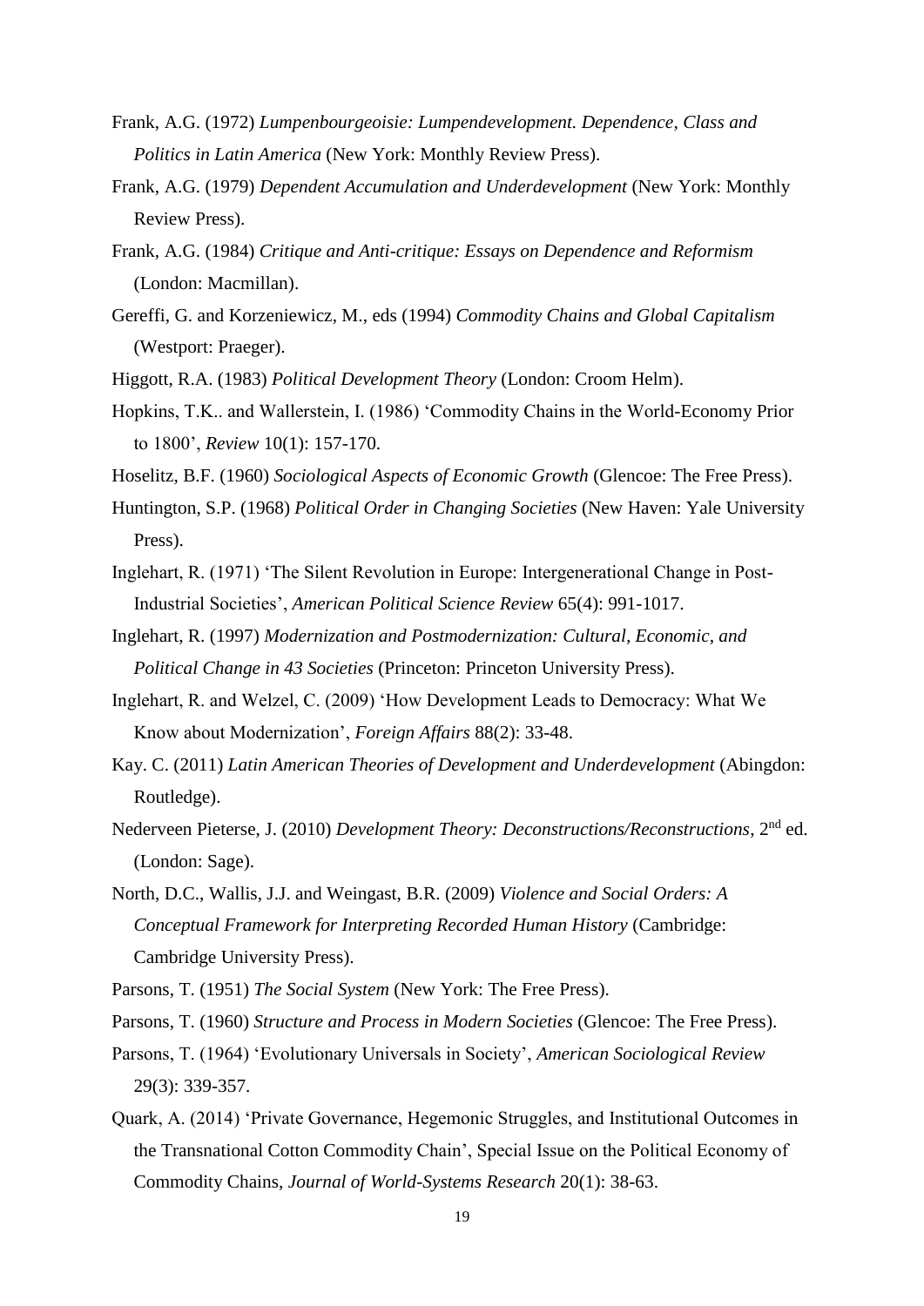Frank, A.G. (1972) *Lumpenbourgeoisie: Lumpendevelopment. Dependence, Class and Politics in Latin America* (New York: Monthly Review Press).

Frank, A.G. (1979) *Dependent Accumulation and Underdevelopment* (New York: Monthly Review Press).

Frank, A.G. (1984) *Critique and Anti-critique: Essays on Dependence and Reformism* (London: Macmillan).

Gereffi, G. and Korzeniewicz, M., eds (1994) *Commodity Chains and Global Capitalism* (Westport: Praeger).

Higgott, R.A. (1983) *Political Development Theory* (London: Croom Helm).

Hopkins, T.K.. and Wallerstein, I. (1986) 'Commodity Chains in the World-Economy Prior to 1800', *Review* 10(1): 157-170.

Hoselitz, B.F. (1960) *Sociological Aspects of Economic Growth* (Glencoe: The Free Press).

Huntington, S.P. (1968) *Political Order in Changing Societies* (New Haven: Yale University Press).

Inglehart, R. (1971) 'The Silent Revolution in Europe: Intergenerational Change in Post-Industrial Societies', *American Political Science Review* 65(4): 991-1017.

Inglehart, R. (1997) *Modernization and Postmodernization: Cultural, Economic, and Political Change in 43 Societies* (Princeton: Princeton University Press).

Inglehart, R. and Welzel, C. (2009) 'How Development Leads to Democracy: What We Know about Modernization', *Foreign Affairs* 88(2): 33-48.

Kay. C. (2011) *Latin American Theories of Development and Underdevelopment* (Abingdon: Routledge).

Nederveen Pieterse, J. (2010) *Development Theory: Deconstructions/Reconstructions*, 2nd ed. (London: Sage).

North, D.C., Wallis, J.J. and Weingast, B.R. (2009) *Violence and Social Orders: A Conceptual Framework for Interpreting Recorded Human History* (Cambridge: Cambridge University Press).

Parsons, T. (1951) *The Social System* (New York: The Free Press).

Parsons, T. (1960) *Structure and Process in Modern Societies* (Glencoe: The Free Press).

Parsons, T. (1964) 'Evolutionary Universals in Society', *American Sociological Review* 29(3): 339-357.

Quark, A. (2014) 'Private Governance, Hegemonic Struggles, and Institutional Outcomes in the Transnational Cotton Commodity Chain', Special Issue on the Political Economy of Commodity Chains, *Journal of World-Systems Research* 20(1): 38-63.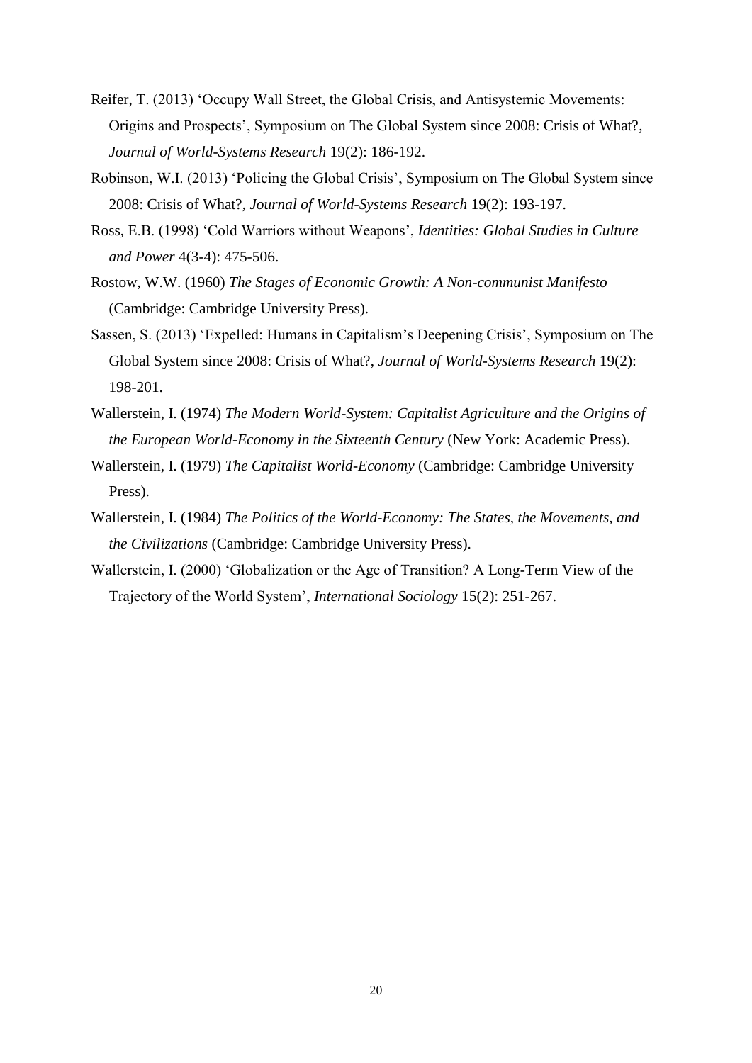Reifer, T. (2013) 'Occupy Wall Street, the Global Crisis, and Antisystemic Movements: Origins and Prospects', Symposium on The Global System since 2008: Crisis of What?, *Journal of World-Systems Research* 19(2): 186-192.

Robinson, W.I. (2013) 'Policing the Global Crisis', Symposium on The Global System since 2008: Crisis of What?, *Journal of World-Systems Research* 19(2): 193-197.

Ross, E.B. (1998) 'Cold Warriors without Weapons', *Identities: Global Studies in Culture and Power* 4(3-4): 475-506.

Rostow, W.W. (1960) *The Stages of Economic Growth: A Non-communist Manifesto* (Cambridge: Cambridge University Press).

Sassen, S. (2013) 'Expelled: Humans in Capitalism's Deepening Crisis', Symposium on The Global System since 2008: Crisis of What?, *Journal of World-Systems Research* 19(2): 198-201.

Wallerstein, I. (1974) *The Modern World-System: Capitalist Agriculture and the Origins of the European World-Economy in the Sixteenth Century* (New York: Academic Press).

Wallerstein, I. (1979) *The Capitalist World-Economy* (Cambridge: Cambridge University Press).

Wallerstein, I. (1984) *The Politics of the World-Economy: The States, the Movements, and the Civilizations* (Cambridge: Cambridge University Press).

Wallerstein, I. (2000) 'Globalization or the Age of Transition? A Long-Term View of the Trajectory of the World System', *International Sociology* 15(2): 251-267.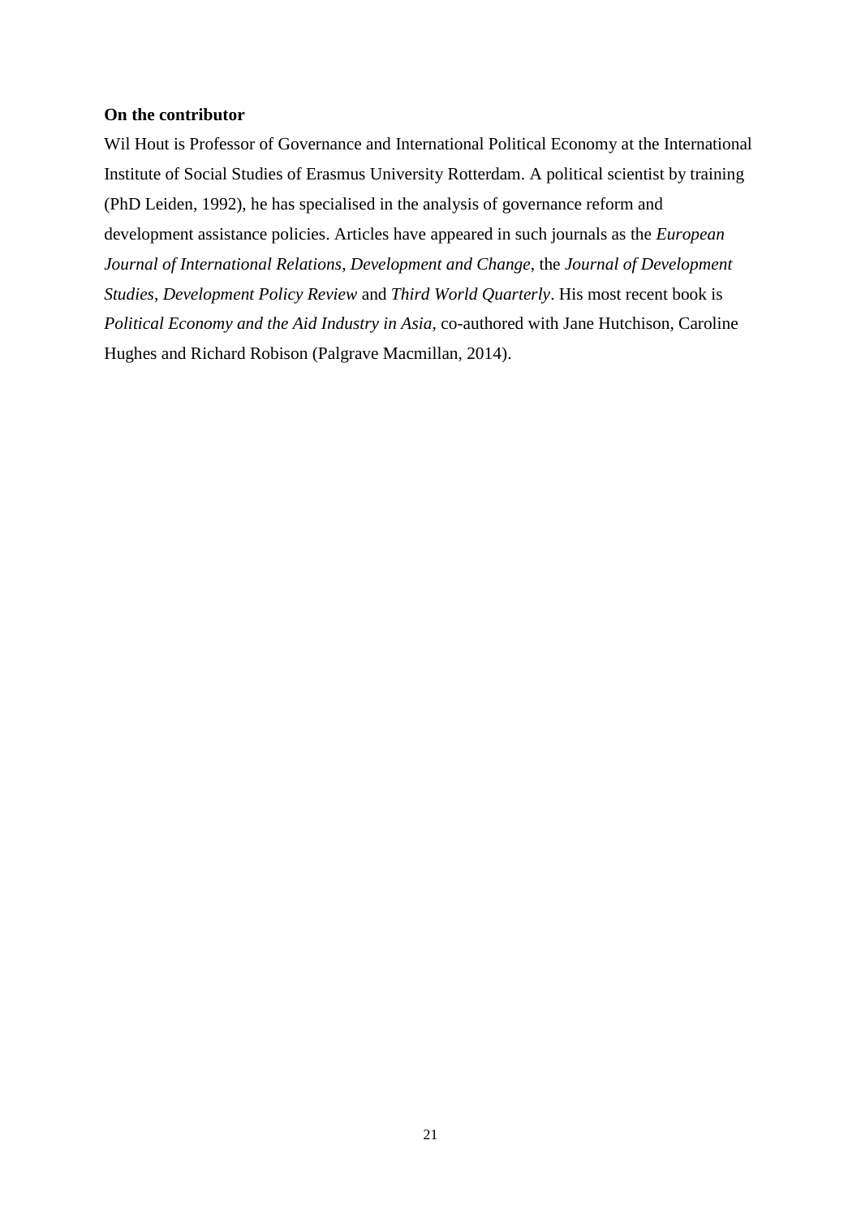**On the contributor**

Wil Hout is Professor of Governance and International Political Economy at the International Institute of Social Studies of Erasmus University Rotterdam. A political scientist by training (PhD Leiden, 1992), he has specialised in the analysis of governance reform and development assistance policies. Articles have appeared in such journals as the *European Journal of International Relations*, *Development and Change*, the *Journal of Development Studies*, *Development Policy Review* and *Third World Quarterly*. His most recent book is *Political Economy and the Aid Industry in Asia*, co-authored with Jane Hutchison, Caroline Hughes and Richard Robison (Palgrave Macmillan, 2014).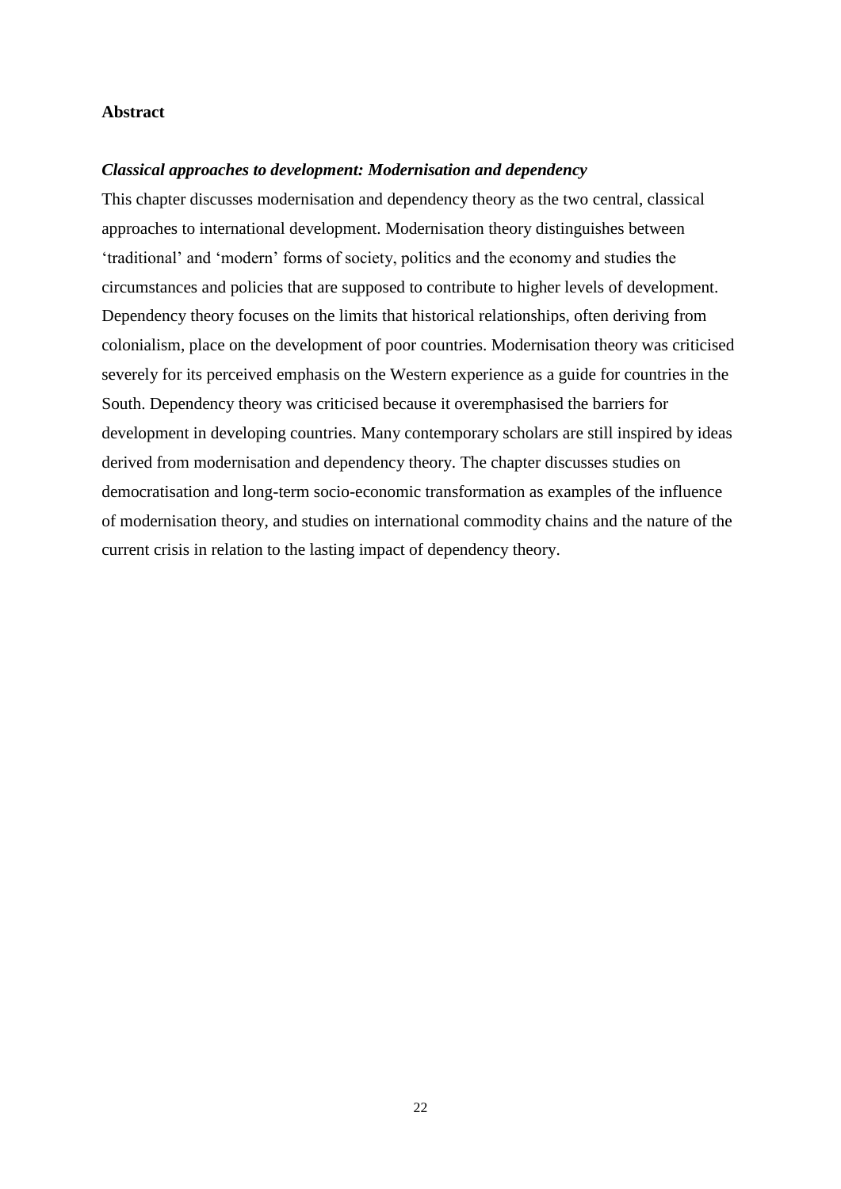## Abstract

### *Classical approaches to development: Modernisation and dependency*

This chapter discusses modernisation and dependency theory as the two central, classical approaches to international development. Modernisation theory distinguishes between 'traditional' and 'modern' forms of society, politics and the economy and studies the circumstances and policies that are supposed to contribute to higher levels of development. Dependency theory focuses on the limits that historical relationships, often deriving from colonialism, place on the development of poor countries. Modernisation theory was criticised severely for its perceived emphasis on the Western experience as a guide for countries in the South. Dependency theory was criticised because it overemphasised the barriers for development in developing countries. Many contemporary scholars are still inspired by ideas derived from modernisation and dependency theory. The chapter discusses studies on democratisation and long-term socio-economic transformation as examples of the influence of modernisation theory, and studies on international commodity chains and the nature of the current crisis in relation to the lasting impact of dependency theory.